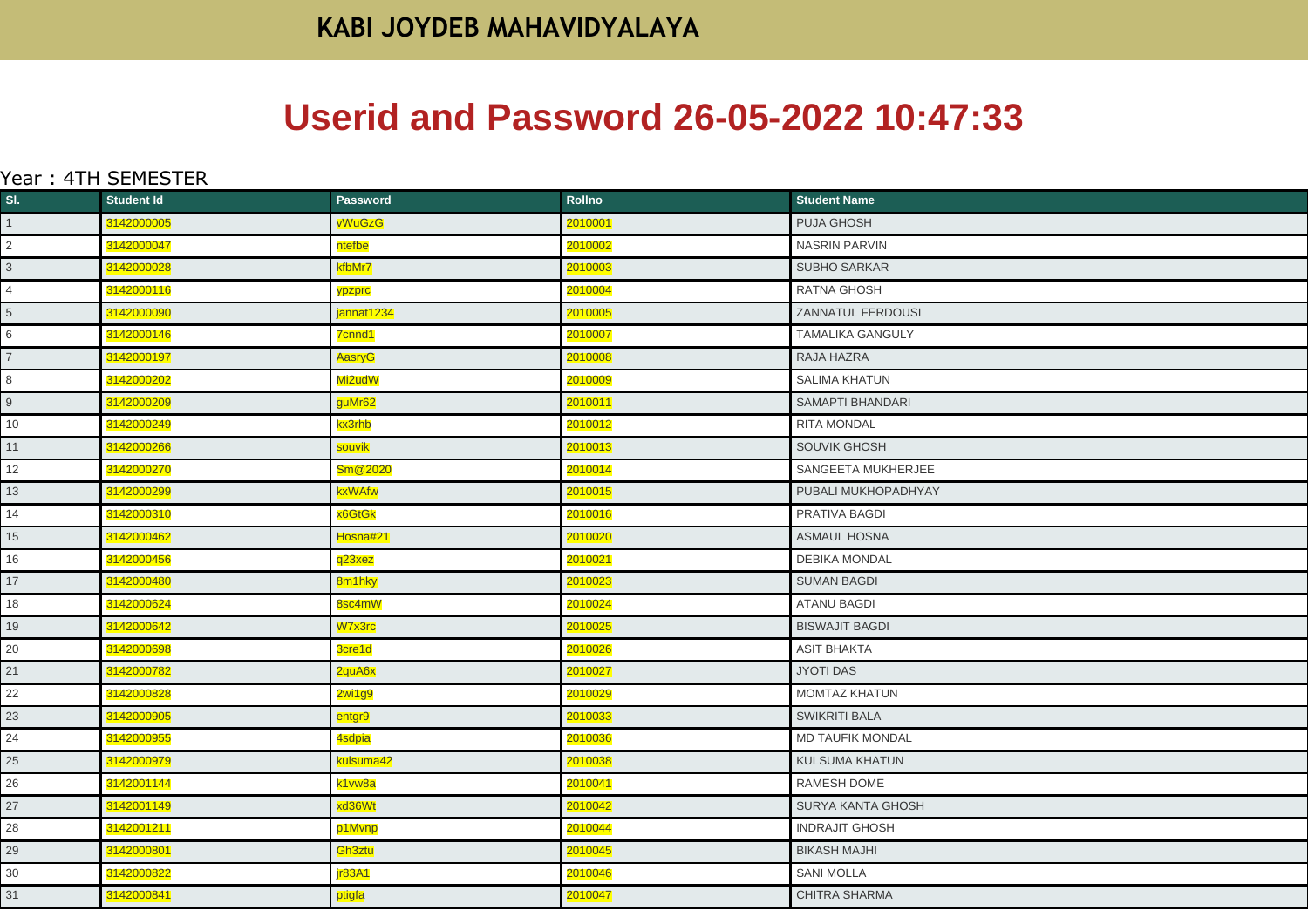# KABI JOYDEB MAHAVIDYALAYA

# Userid and Password 26-05-2022 10:47:33

Year : 4TH SEMESTER

| Sl. | Student Id | Password | Rollno | Student Name |
|---|---|---|---|---|
| 1 | 3142000005 | vWuGzG | 2010001 | PUJA GHOSH |
| 2 | 3142000047 | ntefbe | 2010002 | NASRIN PARVIN |
| 3 | 3142000028 | kfbMr7 | 2010003 | SUBHO SARKAR |
| 4 | 3142000116 | ypzprc | 2010004 | RATNA GHOSH |
| 5 | 3142000090 | jannat1234 | 2010005 | ZANNATUL FERDOUSI |
| 6 | 3142000146 | 7cnnd1 | 2010007 | TAMALIKA GANGULY |
| 7 | 3142000197 | AasryG | 2010008 | RAJA HAZRA |
| 8 | 3142000202 | Mi2udW | 2010009 | SALIMA KHATUN |
| 9 | 3142000209 | guMr62 | 2010011 | SAMAPTI BHANDARI |
| 10 | 3142000249 | kx3rhb | 2010012 | RITA MONDAL |
| 11 | 3142000266 | souvik | 2010013 | SOUVIK GHOSH |
| 12 | 3142000270 | Sm@2020 | 2010014 | SANGEETA MUKHERJEE |
| 13 | 3142000299 | kxWAfw | 2010015 | PUBALI MUKHOPADHYAY |
| 14 | 3142000310 | x6GtGk | 2010016 | PRATIVA BAGDI |
| 15 | 3142000462 | Hosna#21 | 2010020 | ASMAUL HOSNA |
| 16 | 3142000456 | q23xez | 2010021 | DEBIKA MONDAL |
| 17 | 3142000480 | 8m1hky | 2010023 | SUMAN BAGDI |
| 18 | 3142000624 | 8sc4mW | 2010024 | ATANU BAGDI |
| 19 | 3142000642 | W7x3rc | 2010025 | BISWAJIT BAGDI |
| 20 | 3142000698 | 3cre1d | 2010026 | ASIT BHAKTA |
| 21 | 3142000782 | 2quA6x | 2010027 | JYOTI DAS |
| 22 | 3142000828 | 2wi1g9 | 2010029 | MOMTAZ KHATUN |
| 23 | 3142000905 | entgr9 | 2010033 | SWIKRITI BALA |
| 24 | 3142000955 | 4sdpia | 2010036 | MD TAUFIK MONDAL |
| 25 | 3142000979 | kulsuma42 | 2010038 | KULSUMA KHATUN |
| 26 | 3142001144 | k1vw8a | 2010041 | RAMESH DOME |
| 27 | 3142001149 | xd36Wt | 2010042 | SURYA KANTA GHOSH |
| 28 | 3142001211 | p1Mvnp | 2010044 | INDRAJIT GHOSH |
| 29 | 3142000801 | Gh3ztu | 2010045 | BIKASH MAJHI |
| 30 | 3142000822 | jr83A1 | 2010046 | SANI MOLLA |
| 31 | 3142000841 | ptigfa | 2010047 | CHITRA SHARMA |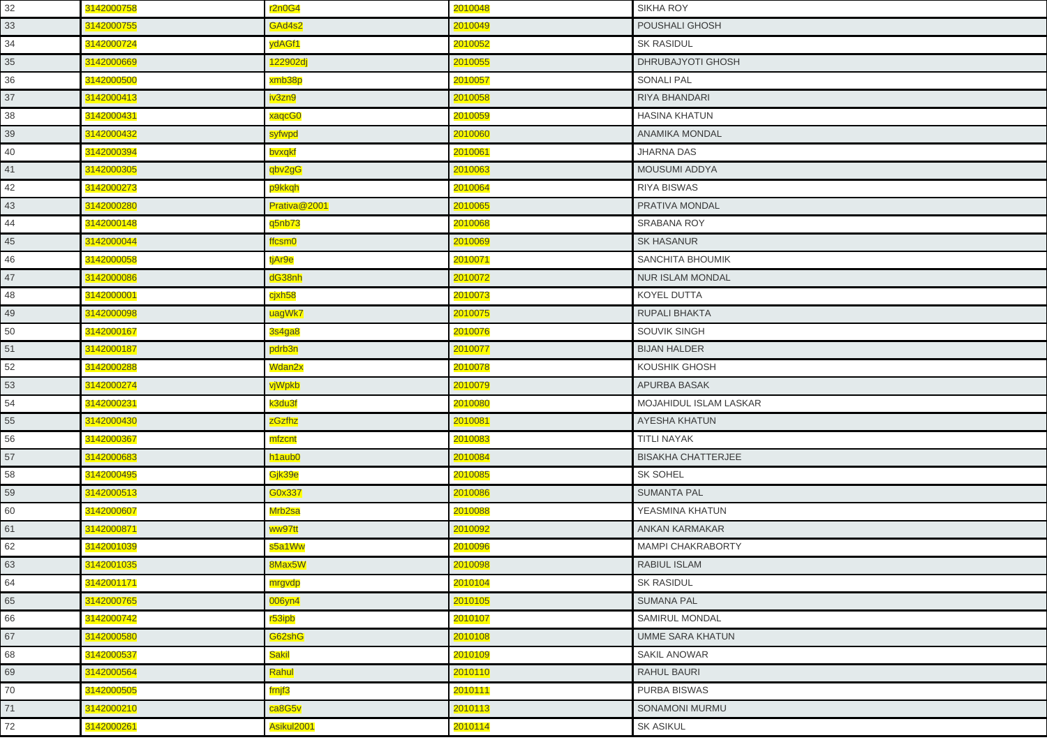| | | | | |
|---|---|---|---|---|
| 32 | 3142000758 | r2n0G4 | 2010048 | SIKHA ROY |
| 33 | 3142000755 | GAd4s2 | 2010049 | POUSHALI GHOSH |
| 34 | 3142000724 | ydAGf1 | 2010052 | SK RASIDUL |
| 35 | 3142000669 | 122902dj | 2010055 | DHRUBAJYOTI GHOSH |
| 36 | 3142000500 | xmb38p | 2010057 | SONALI PAL |
| 37 | 3142000413 | iv3zn9 | 2010058 | RIYA BHANDARI |
| 38 | 3142000431 | xaqcG0 | 2010059 | HASINA KHATUN |
| 39 | 3142000432 | syfwpd | 2010060 | ANAMIKA MONDAL |
| 40 | 3142000394 | bvxqkf | 2010061 | JHARNA DAS |
| 41 | 3142000305 | qbv2gG | 2010063 | MOUSUMI ADDYA |
| 42 | 3142000273 | p9kkqh | 2010064 | RIYA BISWAS |
| 43 | 3142000280 | Prativa@2001 | 2010065 | PRATIVA MONDAL |
| 44 | 3142000148 | q5nb73 | 2010068 | SRABANA ROY |
| 45 | 3142000044 | ffcsm0 | 2010069 | SK HASANUR |
| 46 | 3142000058 | tjAr9e | 2010071 | SANCHITA BHOUMIK |
| 47 | 3142000086 | dG38nh | 2010072 | NUR ISLAM MONDAL |
| 48 | 3142000001 | cjxh58 | 2010073 | KOYEL DUTTA |
| 49 | 3142000098 | uagWk7 | 2010075 | RUPALI BHAKTA |
| 50 | 3142000167 | 3s4ga8 | 2010076 | SOUVIK SINGH |
| 51 | 3142000187 | pdrb3n | 2010077 | BIJAN HALDER |
| 52 | 3142000288 | Wdan2x | 2010078 | KOUSHIK GHOSH |
| 53 | 3142000274 | vjWpkb | 2010079 | APURBA BASAK |
| 54 | 3142000231 | k3du3f | 2010080 | MOJAHIDUL ISLAM LASKAR |
| 55 | 3142000430 | zGzfhz | 2010081 | AYESHA KHATUN |
| 56 | 3142000367 | mfzcnt | 2010083 | TITLI NAYAK |
| 57 | 3142000683 | h1aub0 | 2010084 | BISAKHA CHATTERJEE |
| 58 | 3142000495 | Gjk39e | 2010085 | SK SOHEL |
| 59 | 3142000513 | G0x337 | 2010086 | SUMANTA PAL |
| 60 | 3142000607 | Mrb2sa | 2010088 | YEASMINA KHATUN |
| 61 | 3142000871 | ww97tt | 2010092 | ANKAN KARMAKAR |
| 62 | 3142001039 | s5a1Ww | 2010096 | MAMPI CHAKRABORTY |
| 63 | 3142001035 | 8Max5W | 2010098 | RABIUL ISLAM |
| 64 | 3142001171 | mrgvdp | 2010104 | SK RASIDUL |
| 65 | 3142000765 | 006yn4 | 2010105 | SUMANA PAL |
| 66 | 3142000742 | r53ipb | 2010107 | SAMIRUL MONDAL |
| 67 | 3142000580 | G62shG | 2010108 | UMME SARA KHATUN |
| 68 | 3142000537 | Sakil | 2010109 | SAKIL ANOWAR |
| 69 | 3142000564 | Rahul | 2010110 | RAHUL BAURI |
| 70 | 3142000505 | frnjf3 | 2010111 | PURBA BISWAS |
| 71 | 3142000210 | ca8G5v | 2010113 | SONAMONI MURMU |
| 72 | 3142000261 | Asikul2001 | 2010114 | SK ASIKUL |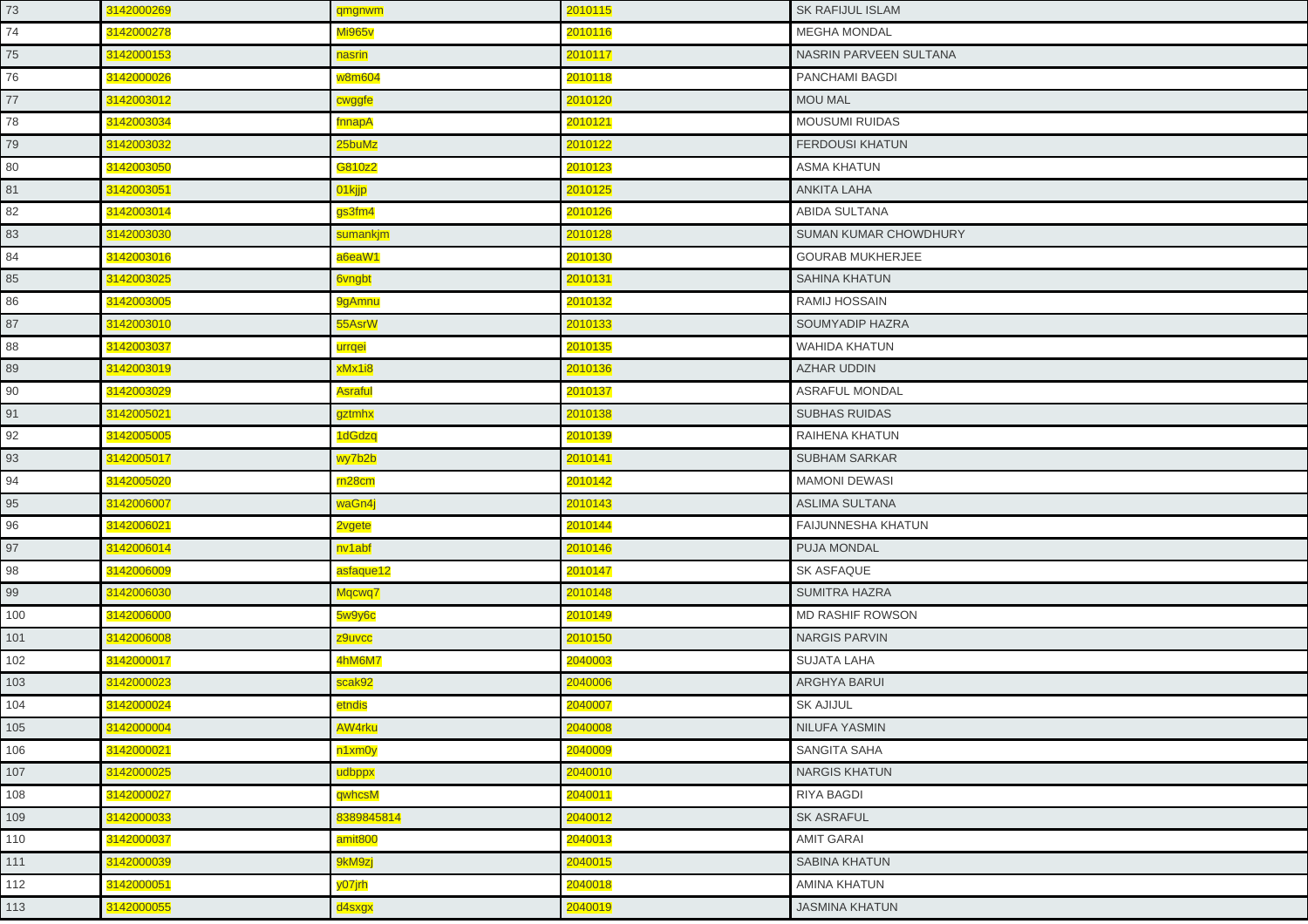| 73 | 3142000269 | qmgnwm | 2010115 | SK RAFIJUL ISLAM |
|---|---|---|---|---|
| 74 | 3142000278 | Mi965v | 2010116 | MEGHA MONDAL |
| 75 | 3142000153 | nasrin | 2010117 | NASRIN PARVEEN SULTANA |
| 76 | 3142000026 | w8m604 | 2010118 | PANCHAMI BAGDI |
| 77 | 3142003012 | cwggfe | 2010120 | MOU MAL |
| 78 | 3142003034 | fnnapA | 2010121 | MOUSUMI RUIDAS |
| 79 | 3142003032 | 25buMz | 2010122 | FERDOUSI KHATUN |
| 80 | 3142003050 | G810z2 | 2010123 | ASMA KHATUN |
| 81 | 3142003051 | 01kjjp | 2010125 | ANKITA LAHA |
| 82 | 3142003014 | gs3fm4 | 2010126 | ABIDA SULTANA |
| 83 | 3142003030 | sumankjm | 2010128 | SUMAN KUMAR CHOWDHURY |
| 84 | 3142003016 | a6eaW1 | 2010130 | GOURAB MUKHERJEE |
| 85 | 3142003025 | 6vngbt | 2010131 | SAHINA KHATUN |
| 86 | 3142003005 | 9gAmnu | 2010132 | RAMIJ HOSSAIN |
| 87 | 3142003010 | 55AsrW | 2010133 | SOUMYADIP HAZRA |
| 88 | 3142003037 | urrqei | 2010135 | WAHIDA KHATUN |
| 89 | 3142003019 | xMx1i8 | 2010136 | AZHAR UDDIN |
| 90 | 3142003029 | Asraful | 2010137 | ASRAFUL MONDAL |
| 91 | 3142005021 | gztmhx | 2010138 | SUBHAS RUIDAS |
| 92 | 3142005005 | 1dGdzq | 2010139 | RAIHENA KHATUN |
| 93 | 3142005017 | wy7b2b | 2010141 | SUBHAM SARKAR |
| 94 | 3142005020 | rn28cm | 2010142 | MAMONI DEWASI |
| 95 | 3142006007 | waGn4j | 2010143 | ASLIMA SULTANA |
| 96 | 3142006021 | 2vgete | 2010144 | FAIJUNNESHA KHATUN |
| 97 | 3142006014 | nv1abf | 2010146 | PUJA MONDAL |
| 98 | 3142006009 | asfaque12 | 2010147 | SK ASFAQUE |
| 99 | 3142006030 | Mqcwq7 | 2010148 | SUMITRA HAZRA |
| 100 | 3142006000 | 5w9y6c | 2010149 | MD RASHIF ROWSON |
| 101 | 3142006008 | z9uvcc | 2010150 | NARGIS PARVIN |
| 102 | 3142000017 | 4hM6M7 | 2040003 | SUJATA LAHA |
| 103 | 3142000023 | scak92 | 2040006 | ARGHYA BARUI |
| 104 | 3142000024 | etndis | 2040007 | SK AJIJUL |
| 105 | 3142000004 | AW4rku | 2040008 | NILUFA YASMIN |
| 106 | 3142000021 | n1xm0y | 2040009 | SANGITA SAHA |
| 107 | 3142000025 | udbppx | 2040010 | NARGIS KHATUN |
| 108 | 3142000027 | qwhcsM | 2040011 | RIYA BAGDI |
| 109 | 3142000033 | 8389845814 | 2040012 | SK ASRAFUL |
| 110 | 3142000037 | amit800 | 2040013 | AMIT GARAI |
| 111 | 3142000039 | 9kM9zj | 2040015 | SABINA KHATUN |
| 112 | 3142000051 | y07jrh | 2040018 | AMINA KHATUN |
| 113 | 3142000055 | d4sxgx | 2040019 | JASMINA KHATUN |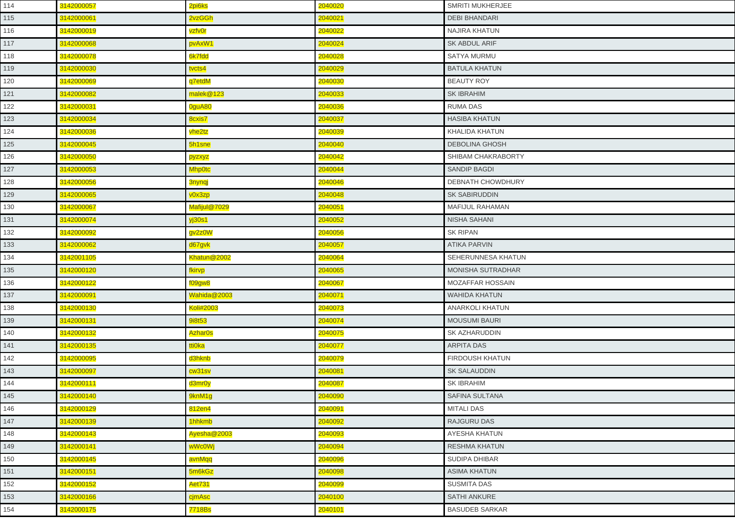| 114 | 3142000057 | 2pi6ks | 2040020 | SMRITI MUKHERJEE |
|---|---|---|---|---|
| 115 | 3142000061 | 2vzGGh | 2040021 | DEBI BHANDARI |
| 116 | 3142000019 | vzfv0r | 2040022 | NAJIRA KHATUN |
| 117 | 3142000068 | pvAxW1 | 2040024 | SK ABDUL ARIF |
| 118 | 3142000078 | 6k7fdd | 2040028 | SATYA MURMU |
| 119 | 3142000030 | tvcts4 | 2040029 | BATULA KHATUN |
| 120 | 3142000069 | q7etdM | 2040030 | BEAUTY ROY |
| 121 | 3142000082 | malek@123 | 2040033 | SK IBRAHIM |
| 122 | 3142000031 | 0guA80 | 2040036 | RUMA DAS |
| 123 | 3142000034 | 8cxis7 | 2040037 | HASIBA KHATUN |
| 124 | 3142000036 | vhe2tz | 2040039 | KHALIDA KHATUN |
| 125 | 3142000045 | 5h1sne | 2040040 | DEBOLINA GHOSH |
| 126 | 3142000050 | pyzxyz | 2040042 | SHIBAM CHAKRABORTY |
| 127 | 3142000053 | Mhp0tc | 2040044 | SANDIP BAGDI |
| 128 | 3142000056 | 3nynqj | 2040046 | DEBNATH CHOWDHURY |
| 129 | 3142000065 | v0x3zp | 2040048 | SK SABIRUDDIN |
| 130 | 3142000067 | Mafijul@7029 | 2040051 | MAFIJUL RAHAMAN |
| 131 | 3142000074 | yj30s1 | 2040052 | NISHA SAHANI |
| 132 | 3142000092 | gv2z0W | 2040056 | SK RIPAN |
| 133 | 3142000062 | d67gvk | 2040057 | ATIKA PARVIN |
| 134 | 3142001105 | Khatun@2002 | 2040064 | SEHERUNNESA KHATUN |
| 135 | 3142000120 | fkirvp | 2040065 | MONISHA SUTRADHAR |
| 136 | 3142000122 | f09gw8 | 2040067 | MOZAFFAR HOSSAIN |
| 137 | 3142000091 | Wahida@2003 | 2040071 | WAHIDA KHATUN |
| 138 | 3142000130 | Koli#2003 | 2040073 | ANARKOLI KHATUN |
| 139 | 3142000131 | 9i8t53 | 2040074 | MOUSUMI BAURI |
| 140 | 3142000132 | Azhar0s | 2040075 | SK AZHARUDDIN |
| 141 | 3142000135 | tti0ka | 2040077 | ARPITA DAS |
| 142 | 3142000095 | d3hknb | 2040079 | FIRDOUSH KHATUN |
| 143 | 3142000097 | cw31sv | 2040081 | SK SALAUDDIN |
| 144 | 3142000111 | d3mr0y | 2040087 | SK IBRAHIM |
| 145 | 3142000140 | 9knM1g | 2040090 | SAFINA SULTANA |
| 146 | 3142000129 | 812en4 | 2040091 | MITALI DAS |
| 147 | 3142000139 | 1hhkmb | 2040092 | RAJGURU DAS |
| 148 | 3142000143 | Ayesha@2003 | 2040093 | AYESHA KHATUN |
| 149 | 3142000141 | wWc0Wj | 2040094 | RESHMA KHATUN |
| 150 | 3142000145 | avnMqq | 2040096 | SUDIPA DHIBAR |
| 151 | 3142000151 | 5m6kGz | 2040098 | ASIMA KHATUN |
| 152 | 3142000152 | Aet731 | 2040099 | SUSMITA DAS |
| 153 | 3142000166 | cjmAsc | 2040100 | SATHI ANKURE |
| 154 | 3142000175 | 7718Bs | 2040101 | BASUDEB SARKAR |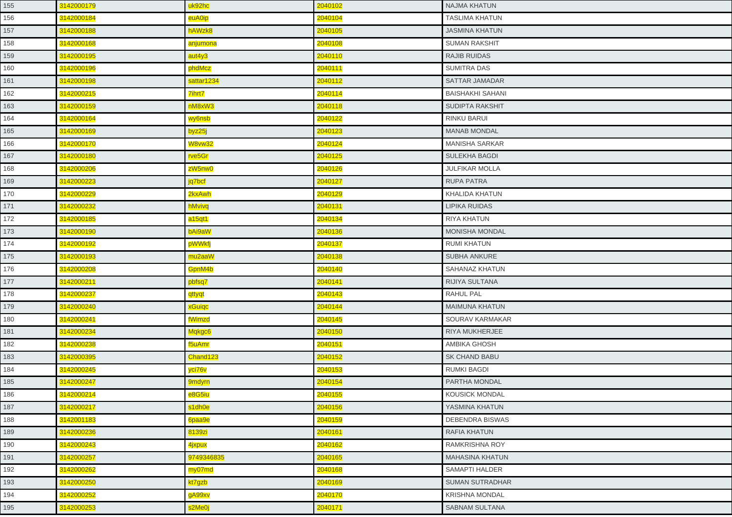| | | | | |
|---|---|---|---|---|
| 155 | 3142000179 | uk92hc | 2040102 | NAJMA KHATUN |
| 156 | 3142000184 | euA0ip | 2040104 | TASLIMA KHATUN |
| 157 | 3142000188 | hAWzk8 | 2040105 | JASMINA KHATUN |
| 158 | 3142000168 | anjumona | 2040108 | SUMAN RAKSHIT |
| 159 | 3142000195 | aut4y3 | 2040110 | RAJIB RUIDAS |
| 160 | 3142000196 | phdMcz | 2040111 | SUMITRA DAS |
| 161 | 3142000198 | sattar1234 | 2040112 | SATTAR JAMADAR |
| 162 | 3142000215 | 7ihrt7 | 2040114 | BAISHAKHI SAHANI |
| 163 | 3142000159 | nM8xW3 | 2040118 | SUDIPTA RAKSHIT |
| 164 | 3142000164 | wy6nsb | 2040122 | RINKU BARUI |
| 165 | 3142000169 | byz25j | 2040123 | MANAB MONDAL |
| 166 | 3142000170 | W8vw32 | 2040124 | MANISHA SARKAR |
| 167 | 3142000180 | rve5Gr | 2040125 | SULEKHA BAGDI |
| 168 | 3142000206 | zW5nw0 | 2040126 | JULFIKAR MOLLA |
| 169 | 3142000223 | jq7bcf | 2040127 | RUPA PATRA |
| 170 | 3142000229 | 2kxAwh | 2040129 | KHALIDA KHATUN |
| 171 | 3142000232 | hMvivq | 2040131 | LIPIKA RUIDAS |
| 172 | 3142000185 | a15qt1 | 2040134 | RIYA KHATUN |
| 173 | 3142000190 | bAi9aW | 2040136 | MONISHA MONDAL |
| 174 | 3142000192 | pWWkfj | 2040137 | RUMI KHATUN |
| 175 | 3142000193 | mu2aaW | 2040138 | SUBHA ANKURE |
| 176 | 3142000208 | GpnM4b | 2040140 | SAHANAZ KHATUN |
| 177 | 3142000211 | pbfsq7 | 2040141 | RIJIYA SULTANA |
| 178 | 3142000237 | qttyqt | 2040143 | RAHUL PAL |
| 179 | 3142000240 | xGuiqc | 2040144 | MAIMUNA KHATUN |
| 180 | 3142000241 | fWimzd | 2040145 | SOURAV KARMAKAR |
| 181 | 3142000234 | Mqkgc6 | 2040150 | RIYA MUKHERJEE |
| 182 | 3142000238 | f5uAmr | 2040151 | AMBIKA GHOSH |
| 183 | 3142000395 | Chand123 | 2040152 | SK CHAND BABU |
| 184 | 3142000245 | yci76v | 2040153 | RUMKI BAGDI |
| 185 | 3142000247 | 9mdyrn | 2040154 | PARTHA MONDAL |
| 186 | 3142000214 | e8G5iu | 2040155 | KOUSICK MONDAL |
| 187 | 3142000217 | s1dh0e | 2040156 | YASMINA KHATUN |
| 188 | 3142001183 | 6paa9e | 2040159 | DEBENDRA BISWAS |
| 189 | 3142000236 | 8139zi | 2040161 | RAFIA KHATUN |
| 190 | 3142000243 | 4jxpux | 2040162 | RAMKRISHNA ROY |
| 191 | 3142000257 | 9749346835 | 2040165 | MAHASINA KHATUN |
| 192 | 3142000262 | my07md | 2040168 | SAMAPTI HALDER |
| 193 | 3142000250 | kt7gzb | 2040169 | SUMAN SUTRADHAR |
| 194 | 3142000252 | gA99xv | 2040170 | KRISHNA MONDAL |
| 195 | 3142000253 | s2Me0j | 2040171 | SABNAM SULTANA |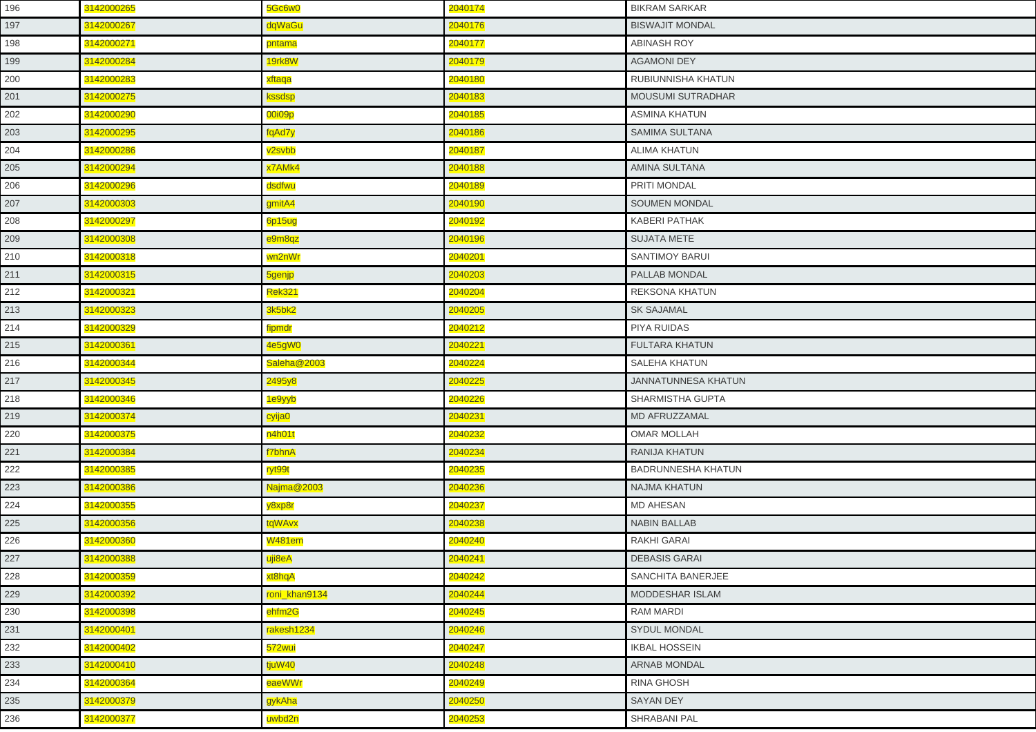| 196 | 3142000265 | 5Gc6w0 | 2040174 | BIKRAM SARKAR |
|---|---|---|---|---|
| 197 | 3142000267 | dqWaGu | 2040176 | BISWAJIT MONDAL |
| 198 | 3142000271 | pntama | 2040177 | ABINASH ROY |
| 199 | 3142000284 | 19rk8W | 2040179 | AGAMONI DEY |
| 200 | 3142000283 | xftaqa | 2040180 | RUBIUNNISHA KHATUN |
| 201 | 3142000275 | kssdsp | 2040183 | MOUSUMI SUTRADHAR |
| 202 | 3142000290 | 00i09p | 2040185 | ASMINA KHATUN |
| 203 | 3142000295 | fqAd7y | 2040186 | SAMIMA SULTANA |
| 204 | 3142000286 | v2svbb | 2040187 | ALIMA KHATUN |
| 205 | 3142000294 | x7AMk4 | 2040188 | AMINA SULTANA |
| 206 | 3142000296 | dsdfwu | 2040189 | PRITI MONDAL |
| 207 | 3142000303 | gmitA4 | 2040190 | SOUMEN MONDAL |
| 208 | 3142000297 | 6p15ug | 2040192 | KABERI PATHAK |
| 209 | 3142000308 | e9m8qz | 2040196 | SUJATA METE |
| 210 | 3142000318 | wn2nWr | 2040201 | SANTIMOY BARUI |
| 211 | 3142000315 | 5genjp | 2040203 | PALLAB MONDAL |
| 212 | 3142000321 | Rek321 | 2040204 | REKSONA KHATUN |
| 213 | 3142000323 | 3k5bk2 | 2040205 | SK SAJAMAL |
| 214 | 3142000329 | fipmdr | 2040212 | PIYA RUIDAS |
| 215 | 3142000361 | 4e5gW0 | 2040221 | FULTARA KHATUN |
| 216 | 3142000344 | Saleha@2003 | 2040224 | SALEHA KHATUN |
| 217 | 3142000345 | 2495y8 | 2040225 | JANNATUNNESA KHATUN |
| 218 | 3142000346 | 1e9yyb | 2040226 | SHARMISTHA GUPTA |
| 219 | 3142000374 | cyija0 | 2040231 | MD AFRUZZAMAL |
| 220 | 3142000375 | n4h01t | 2040232 | OMAR MOLLAH |
| 221 | 3142000384 | f7bhnA | 2040234 | RANIJA KHATUN |
| 222 | 3142000385 | ryt99t | 2040235 | BADRUNNESHA KHATUN |
| 223 | 3142000386 | Najma@2003 | 2040236 | NAJMA KHATUN |
| 224 | 3142000355 | y8xp8r | 2040237 | MD AHESAN |
| 225 | 3142000356 | tqWAvx | 2040238 | NABIN BALLAB |
| 226 | 3142000360 | W481em | 2040240 | RAKHI GARAI |
| 227 | 3142000388 | uji8eA | 2040241 | DEBASIS GARAI |
| 228 | 3142000359 | xt8hqA | 2040242 | SANCHITA BANERJEE |
| 229 | 3142000392 | roni_khan9134 | 2040244 | MODDESHAR ISLAM |
| 230 | 3142000398 | ehfm2G | 2040245 | RAM MARDI |
| 231 | 3142000401 | rakesh1234 | 2040246 | SYDUL MONDAL |
| 232 | 3142000402 | 572wui | 2040247 | IKBAL HOSSEIN |
| 233 | 3142000410 | tjuW40 | 2040248 | ARNAB MONDAL |
| 234 | 3142000364 | eaeWWr | 2040249 | RINA GHOSH |
| 235 | 3142000379 | gykAha | 2040250 | SAYAN DEY |
| 236 | 3142000377 | uwbd2n | 2040253 | SHRABANI PAL |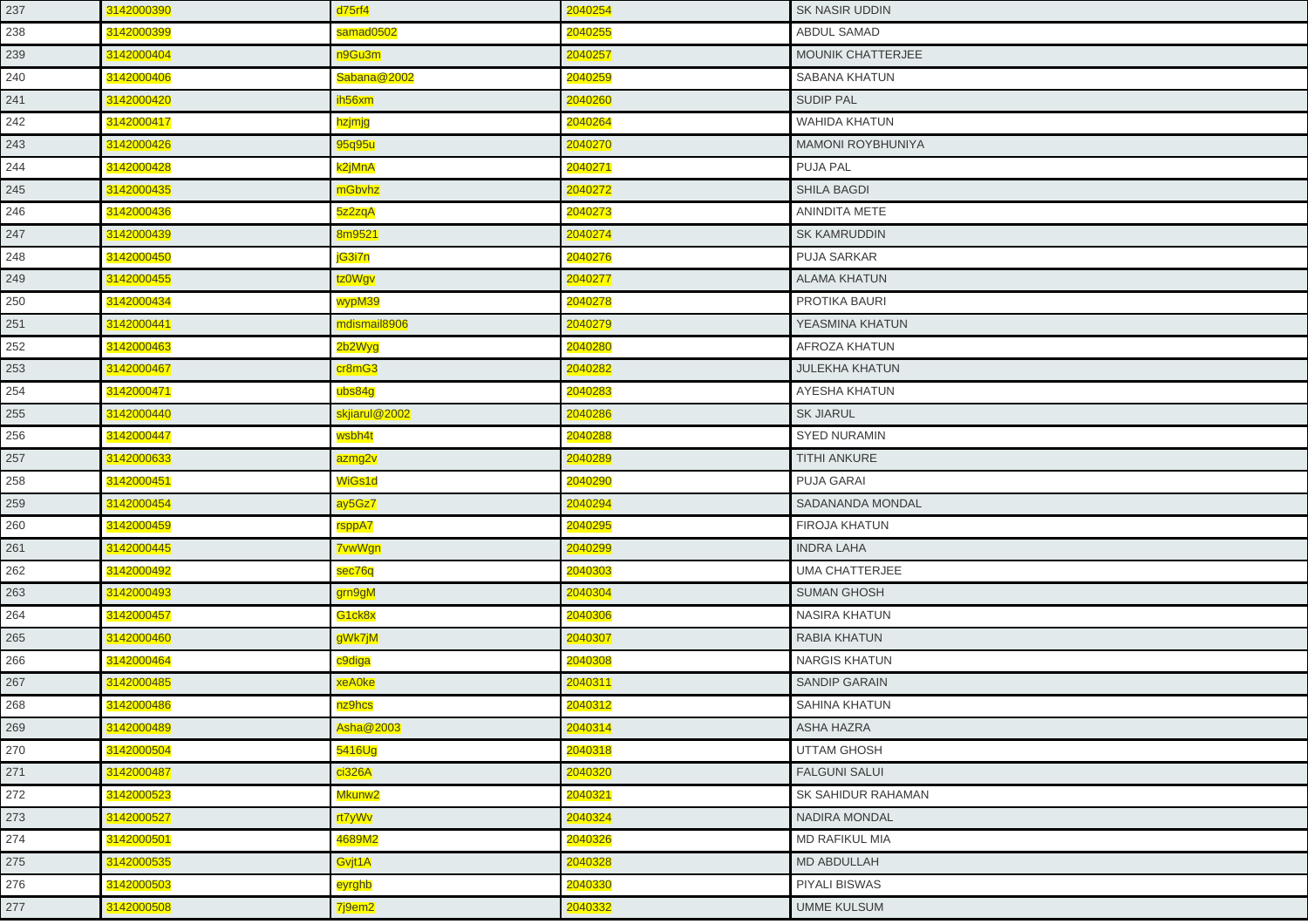| | | | | |
|---|---|---|---|---|
| 237 | 3142000390 | d75rf4 | 2040254 | SK NASIR UDDIN |
| 238 | 3142000399 | samad0502 | 2040255 | ABDUL SAMAD |
| 239 | 3142000404 | n9Gu3m | 2040257 | MOUNIK CHATTERJEE |
| 240 | 3142000406 | Sabana@2002 | 2040259 | SABANA KHATUN |
| 241 | 3142000420 | ih56xm | 2040260 | SUDIP PAL |
| 242 | 3142000417 | hzjmjg | 2040264 | WAHIDA KHATUN |
| 243 | 3142000426 | 95q95u | 2040270 | MAMONI ROYBHUNIYA |
| 244 | 3142000428 | k2jMnA | 2040271 | PUJA PAL |
| 245 | 3142000435 | mGbvhz | 2040272 | SHILA BAGDI |
| 246 | 3142000436 | 5z2zqA | 2040273 | ANINDITA METE |
| 247 | 3142000439 | 8m9521 | 2040274 | SK KAMRUDDIN |
| 248 | 3142000450 | jG3i7n | 2040276 | PUJA SARKAR |
| 249 | 3142000455 | tz0Wgv | 2040277 | ALAMA KHATUN |
| 250 | 3142000434 | wypM39 | 2040278 | PROTIKA BAURI |
| 251 | 3142000441 | mdismail8906 | 2040279 | YEASMINA KHATUN |
| 252 | 3142000463 | 2b2Wyg | 2040280 | AFROZA KHATUN |
| 253 | 3142000467 | cr8mG3 | 2040282 | JULEKHA KHATUN |
| 254 | 3142000471 | ubs84g | 2040283 | AYESHA KHATUN |
| 255 | 3142000440 | skjiarul@2002 | 2040286 | SK JIARUL |
| 256 | 3142000447 | wsbh4t | 2040288 | SYED NURAMIN |
| 257 | 3142000633 | azmg2v | 2040289 | TITHI ANKURE |
| 258 | 3142000451 | WiGs1d | 2040290 | PUJA GARAI |
| 259 | 3142000454 | ay5Gz7 | 2040294 | SADANANDA MONDAL |
| 260 | 3142000459 | rsppA7 | 2040295 | FIROJA KHATUN |
| 261 | 3142000445 | 7vwWgn | 2040299 | INDRA LAHA |
| 262 | 3142000492 | sec76q | 2040303 | UMA CHATTERJEE |
| 263 | 3142000493 | grn9gM | 2040304 | SUMAN GHOSH |
| 264 | 3142000457 | G1ck8x | 2040306 | NASIRA KHATUN |
| 265 | 3142000460 | gWk7jM | 2040307 | RABIA KHATUN |
| 266 | 3142000464 | c9diga | 2040308 | NARGIS KHATUN |
| 267 | 3142000485 | xeA0ke | 2040311 | SANDIP GARAIN |
| 268 | 3142000486 | nz9hcs | 2040312 | SAHINA KHATUN |
| 269 | 3142000489 | Asha@2003 | 2040314 | ASHA HAZRA |
| 270 | 3142000504 | 5416Ug | 2040318 | UTTAM GHOSH |
| 271 | 3142000487 | ci326A | 2040320 | FALGUNI SALUI |
| 272 | 3142000523 | Mkunw2 | 2040321 | SK SAHIDUR RAHAMAN |
| 273 | 3142000527 | rt7yWv | 2040324 | NADIRA MONDAL |
| 274 | 3142000501 | 4689M2 | 2040326 | MD RAFIKUL MIA |
| 275 | 3142000535 | Gvjt1A | 2040328 | MD ABDULLAH |
| 276 | 3142000503 | eyrghb | 2040330 | PIYALI BISWAS |
| 277 | 3142000508 | 7j9em2 | 2040332 | UMME KULSUM |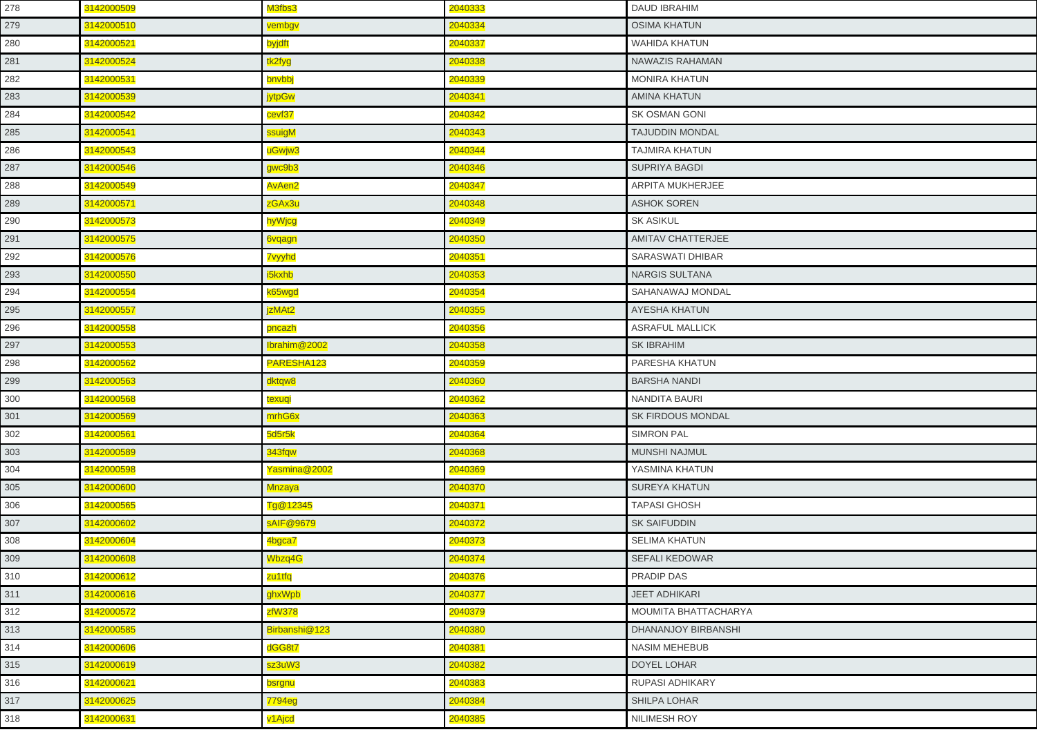| | | | | |
|---|---|---|---|---|
| 278 | 3142000509 | M3fbs3 | 2040333 | DAUD IBRAHIM |
| 279 | 3142000510 | vembgv | 2040334 | OSIMA KHATUN |
| 280 | 3142000521 | byjdft | 2040337 | WAHIDA KHATUN |
| 281 | 3142000524 | tk2fyg | 2040338 | NAWAZIS RAHAMAN |
| 282 | 3142000531 | bnvbbj | 2040339 | MONIRA KHATUN |
| 283 | 3142000539 | jytpGw | 2040341 | AMINA KHATUN |
| 284 | 3142000542 | cevf37 | 2040342 | SK OSMAN GONI |
| 285 | 3142000541 | ssuigM | 2040343 | TAJUDDIN MONDAL |
| 286 | 3142000543 | uGwjw3 | 2040344 | TAJMIRA KHATUN |
| 287 | 3142000546 | gwc9b3 | 2040346 | SUPRIYA BAGDI |
| 288 | 3142000549 | AvAen2 | 2040347 | ARPITA MUKHERJEE |
| 289 | 3142000571 | zGAx3u | 2040348 | ASHOK SOREN |
| 290 | 3142000573 | hyWjcg | 2040349 | SK ASIKUL |
| 291 | 3142000575 | 6vqagn | 2040350 | AMITAV CHATTERJEE |
| 292 | 3142000576 | 7vyyhd | 2040351 | SARASWATI DHIBAR |
| 293 | 3142000550 | i5kxhb | 2040353 | NARGIS SULTANA |
| 294 | 3142000554 | k65wgd | 2040354 | SAHANAWAJ MONDAL |
| 295 | 3142000557 | jzMAt2 | 2040355 | AYESHA KHATUN |
| 296 | 3142000558 | pncazh | 2040356 | ASRAFUL MALLICK |
| 297 | 3142000553 | Ibrahim@2002 | 2040358 | SK IBRAHIM |
| 298 | 3142000562 | PARESHA123 | 2040359 | PARESHA KHATUN |
| 299 | 3142000563 | dktqw8 | 2040360 | BARSHA NANDI |
| 300 | 3142000568 | texuqi | 2040362 | NANDITA BAURI |
| 301 | 3142000569 | mrhG6x | 2040363 | SK FIRDOUS MONDAL |
| 302 | 3142000561 | 5d5r5k | 2040364 | SIMRON PAL |
| 303 | 3142000589 | 343fqw | 2040368 | MUNSHI NAJMUL |
| 304 | 3142000598 | Yasmina@2002 | 2040369 | YASMINA KHATUN |
| 305 | 3142000600 | Mnzaya | 2040370 | SUREYA KHATUN |
| 306 | 3142000565 | Tg@12345 | 2040371 | TAPASI GHOSH |
| 307 | 3142000602 | sAIF@9679 | 2040372 | SK SAIFUDDIN |
| 308 | 3142000604 | 4bgca7 | 2040373 | SELIMA KHATUN |
| 309 | 3142000608 | Wbzq4G | 2040374 | SEFALI KEDOWAR |
| 310 | 3142000612 | zu1tfq | 2040376 | PRADIP DAS |
| 311 | 3142000616 | ghxWpb | 2040377 | JEET ADHIKARI |
| 312 | 3142000572 | zfW378 | 2040379 | MOUMITA BHATTACHARYA |
| 313 | 3142000585 | Birbanshi@123 | 2040380 | DHANANJOY BIRBANSHI |
| 314 | 3142000606 | dGG8t7 | 2040381 | NASIM MEHEBUB |
| 315 | 3142000619 | sz3uW3 | 2040382 | DOYEL LOHAR |
| 316 | 3142000621 | bsrgnu | 2040383 | RUPASI ADHIKARY |
| 317 | 3142000625 | 7794eg | 2040384 | SHILPA LOHAR |
| 318 | 3142000631 | v1Ajcd | 2040385 | NILIMESH ROY |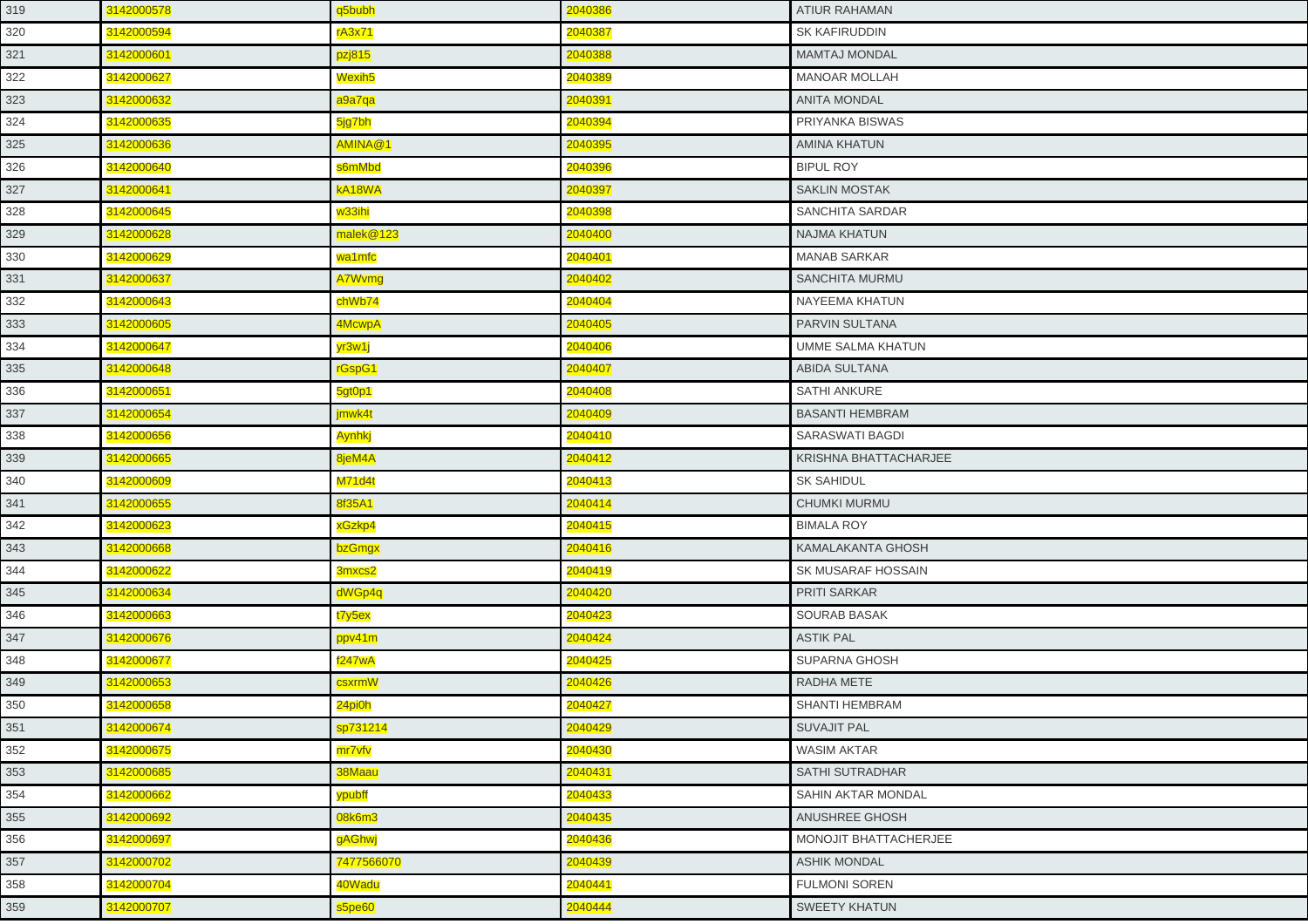| | | | | |
|---|---|---|---|---|
| 319 | 3142000578 | q5bubh | 2040386 | ATIUR RAHAMAN |
| 320 | 3142000594 | rA3x71 | 2040387 | SK KAFIRUDDIN |
| 321 | 3142000601 | pzj815 | 2040388 | MAMTAJ MONDAL |
| 322 | 3142000627 | Wexih5 | 2040389 | MANOAR MOLLAH |
| 323 | 3142000632 | a9a7qa | 2040391 | ANITA MONDAL |
| 324 | 3142000635 | 5jg7bh | 2040394 | PRIYANKA BISWAS |
| 325 | 3142000636 | AMINA@1 | 2040395 | AMINA KHATUN |
| 326 | 3142000640 | s6mMbd | 2040396 | BIPUL ROY |
| 327 | 3142000641 | kA18WA | 2040397 | SAKLIN MOSTAK |
| 328 | 3142000645 | w33ihi | 2040398 | SANCHITA SARDAR |
| 329 | 3142000628 | malek@123 | 2040400 | NAJMA KHATUN |
| 330 | 3142000629 | wa1mfc | 2040401 | MANAB SARKAR |
| 331 | 3142000637 | A7Wvmg | 2040402 | SANCHITA MURMU |
| 332 | 3142000643 | chWb74 | 2040404 | NAYEEMA KHATUN |
| 333 | 3142000605 | 4McwpA | 2040405 | PARVIN SULTANA |
| 334 | 3142000647 | yr3w1j | 2040406 | UMME SALMA KHATUN |
| 335 | 3142000648 | rGspG1 | 2040407 | ABIDA SULTANA |
| 336 | 3142000651 | 5gt0p1 | 2040408 | SATHI ANKURE |
| 337 | 3142000654 | jmwk4t | 2040409 | BASANTI HEMBRAM |
| 338 | 3142000656 | Aynhkj | 2040410 | SARASWATI BAGDI |
| 339 | 3142000665 | 8jeM4A | 2040412 | KRISHNA BHATTACHARJEE |
| 340 | 3142000609 | M71d4t | 2040413 | SK SAHIDUL |
| 341 | 3142000655 | 8f35A1 | 2040414 | CHUMKI MURMU |
| 342 | 3142000623 | xGzkp4 | 2040415 | BIMALA ROY |
| 343 | 3142000668 | bzGmgx | 2040416 | KAMALAKANTA GHOSH |
| 344 | 3142000622 | 3mxcs2 | 2040419 | SK MUSARAF HOSSAIN |
| 345 | 3142000634 | dWGp4q | 2040420 | PRITI SARKAR |
| 346 | 3142000663 | t7y5ex | 2040423 | SOURAB BASAK |
| 347 | 3142000676 | ppv41m | 2040424 | ASTIK PAL |
| 348 | 3142000677 | f247wA | 2040425 | SUPARNA GHOSH |
| 349 | 3142000653 | csxrmW | 2040426 | RADHA METE |
| 350 | 3142000658 | 24pi0h | 2040427 | SHANTI HEMBRAM |
| 351 | 3142000674 | sp731214 | 2040429 | SUVAJIT PAL |
| 352 | 3142000675 | mr7vfv | 2040430 | WASIM AKTAR |
| 353 | 3142000685 | 38Maau | 2040431 | SATHI SUTRADHAR |
| 354 | 3142000662 | ypubff | 2040433 | SAHIN AKTAR MONDAL |
| 355 | 3142000692 | 08k6m3 | 2040435 | ANUSHREE GHOSH |
| 356 | 3142000697 | gAGhwj | 2040436 | MONOJIT BHATTACHERJEE |
| 357 | 3142000702 | 7477566070 | 2040439 | ASHIK MONDAL |
| 358 | 3142000704 | 40Wadu | 2040441 | FULMONI SOREN |
| 359 | 3142000707 | s5pe60 | 2040444 | SWEETY KHATUN |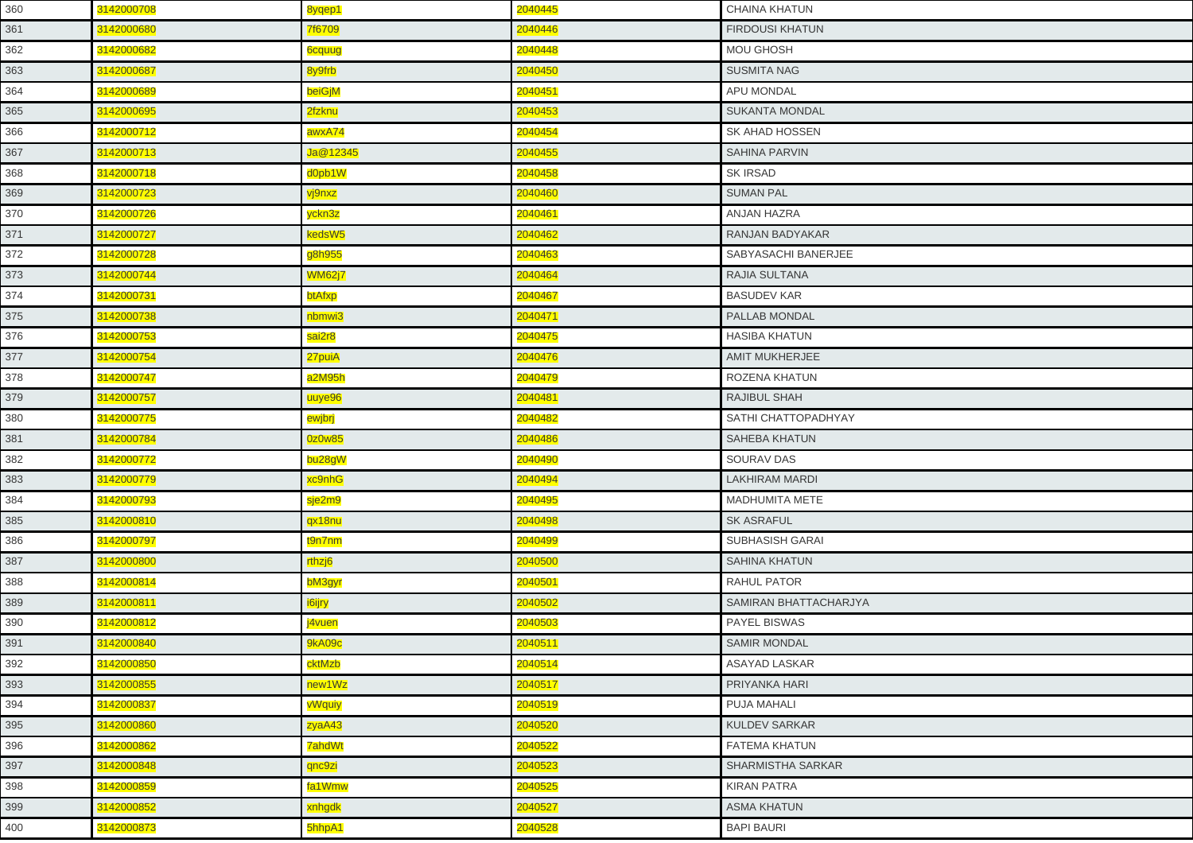| | | | | |
|---|---|---|---|---|
| 360 | 3142000708 | 8yqep1 | 2040445 | CHAINA KHATUN |
| 361 | 3142000680 | 7f6709 | 2040446 | FIRDOUSI KHATUN |
| 362 | 3142000682 | 6cquug | 2040448 | MOU GHOSH |
| 363 | 3142000687 | 8y9frb | 2040450 | SUSMITA NAG |
| 364 | 3142000689 | beiGjM | 2040451 | APU MONDAL |
| 365 | 3142000695 | 2fzknu | 2040453 | SUKANTA MONDAL |
| 366 | 3142000712 | awxA74 | 2040454 | SK AHAD HOSSEN |
| 367 | 3142000713 | Ja@12345 | 2040455 | SAHINA PARVIN |
| 368 | 3142000718 | d0pb1W | 2040458 | SK IRSAD |
| 369 | 3142000723 | vj9nxz | 2040460 | SUMAN PAL |
| 370 | 3142000726 | yckn3z | 2040461 | ANJAN HAZRA |
| 371 | 3142000727 | kedsW5 | 2040462 | RANJAN BADYAKAR |
| 372 | 3142000728 | g8h955 | 2040463 | SABYASACHI BANERJEE |
| 373 | 3142000744 | WM62j7 | 2040464 | RAJIA SULTANA |
| 374 | 3142000731 | btAfxp | 2040467 | BASUDEV KAR |
| 375 | 3142000738 | nbmwi3 | 2040471 | PALLAB MONDAL |
| 376 | 3142000753 | sai2r8 | 2040475 | HASIBA KHATUN |
| 377 | 3142000754 | 27puiA | 2040476 | AMIT MUKHERJEE |
| 378 | 3142000747 | a2M95h | 2040479 | ROZENA KHATUN |
| 379 | 3142000757 | uuye96 | 2040481 | RAJIBUL SHAH |
| 380 | 3142000775 | ewjbrj | 2040482 | SATHI CHATTOPADHYAY |
| 381 | 3142000784 | 0z0w85 | 2040486 | SAHEBA KHATUN |
| 382 | 3142000772 | bu28gW | 2040490 | SOURAV DAS |
| 383 | 3142000779 | xc9nhG | 2040494 | LAKHIRAM MARDI |
| 384 | 3142000793 | sje2m9 | 2040495 | MADHUMITA METE |
| 385 | 3142000810 | qx18nu | 2040498 | SK ASRAFUL |
| 386 | 3142000797 | t9n7nm | 2040499 | SUBHASISH GARAI |
| 387 | 3142000800 | rthzj6 | 2040500 | SAHINA KHATUN |
| 388 | 3142000814 | bM3gyr | 2040501 | RAHUL PATOR |
| 389 | 3142000811 | i6ijry | 2040502 | SAMIRAN BHATTACHARJYA |
| 390 | 3142000812 | j4vuen | 2040503 | PAYEL BISWAS |
| 391 | 3142000840 | 9kA09c | 2040511 | SAMIR MONDAL |
| 392 | 3142000850 | cktMzb | 2040514 | ASAYAD LASKAR |
| 393 | 3142000855 | new1Wz | 2040517 | PRIYANKA HARI |
| 394 | 3142000837 | vWquiy | 2040519 | PUJA MAHALI |
| 395 | 3142000860 | zyaA43 | 2040520 | KULDEV SARKAR |
| 396 | 3142000862 | 7ahdWt | 2040522 | FATEMA KHATUN |
| 397 | 3142000848 | qnc9zi | 2040523 | SHARMISTHA SARKAR |
| 398 | 3142000859 | fa1Wmw | 2040525 | KIRAN PATRA |
| 399 | 3142000852 | xnhgdk | 2040527 | ASMA KHATUN |
| 400 | 3142000873 | 5hhpA1 | 2040528 | BAPI BAURI |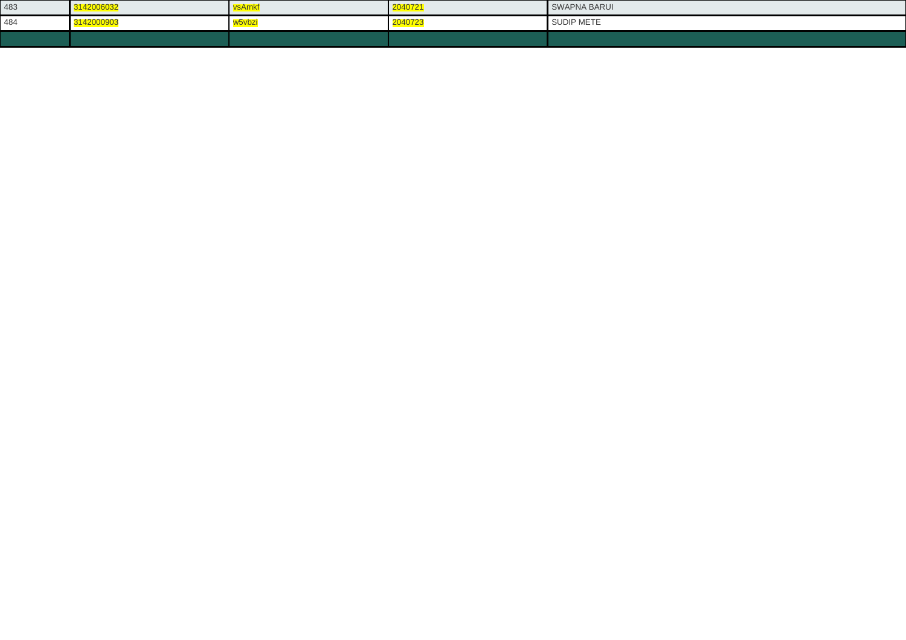| | | | | |
|---|---|---|---|---|
| 483 | 3142006032 | vsAmkf | 2040721 | SWAPNA BARUI |
| 484 | 3142000903 | w5vbzi | 2040723 | SUDIP METE |
| | | | | |